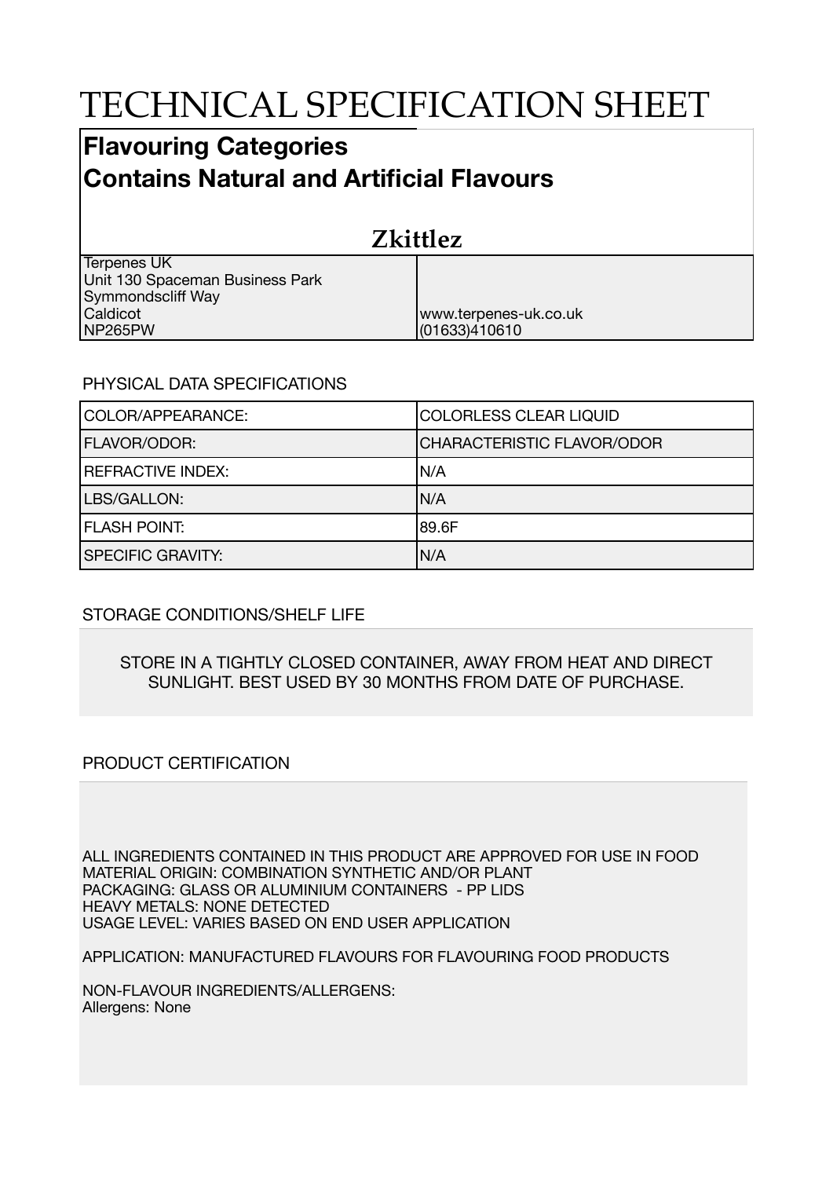# TECHNICAL SPECIFICATION SHEET

## Flavouring Categories
## Contains Natural and Artificial Flavours

### Zkittlez

| | |
|---|---|
| Terpenes UK<br>Unit 130 Spaceman Business Park<br>Symmondscliff Way<br>Caldicot<br>NP265PW | www.terpenes-uk.co.uk<br>(01633)410610 |

PHYSICAL DATA SPECIFICATIONS

| | |
|---|---|
| COLOR/APPEARANCE: | COLORLESS CLEAR LIQUID |
| FLAVOR/ODOR: | CHARACTERISTIC FLAVOR/ODOR |
| REFRACTIVE INDEX: | N/A |
| LBS/GALLON: | N/A |
| FLASH POINT: | 89.6F |
| SPECIFIC GRAVITY: | N/A |

STORAGE CONDITIONS/SHELF LIFE

STORE IN A TIGHTLY CLOSED CONTAINER, AWAY FROM HEAT AND DIRECT SUNLIGHT. BEST USED BY 30 MONTHS FROM DATE OF PURCHASE.

PRODUCT CERTIFICATION

ALL INGREDIENTS CONTAINED IN THIS PRODUCT ARE APPROVED FOR USE IN FOOD
MATERIAL ORIGIN: COMBINATION SYNTHETIC AND/OR PLANT
PACKAGING: GLASS OR ALUMINIUM CONTAINERS - PP LIDS
HEAVY METALS: NONE DETECTED
USAGE LEVEL: VARIES BASED ON END USER APPLICATION

APPLICATION: MANUFACTURED FLAVOURS FOR FLAVOURING FOOD PRODUCTS

NON-FLAVOUR INGREDIENTS/ALLERGENS:
Allergens: None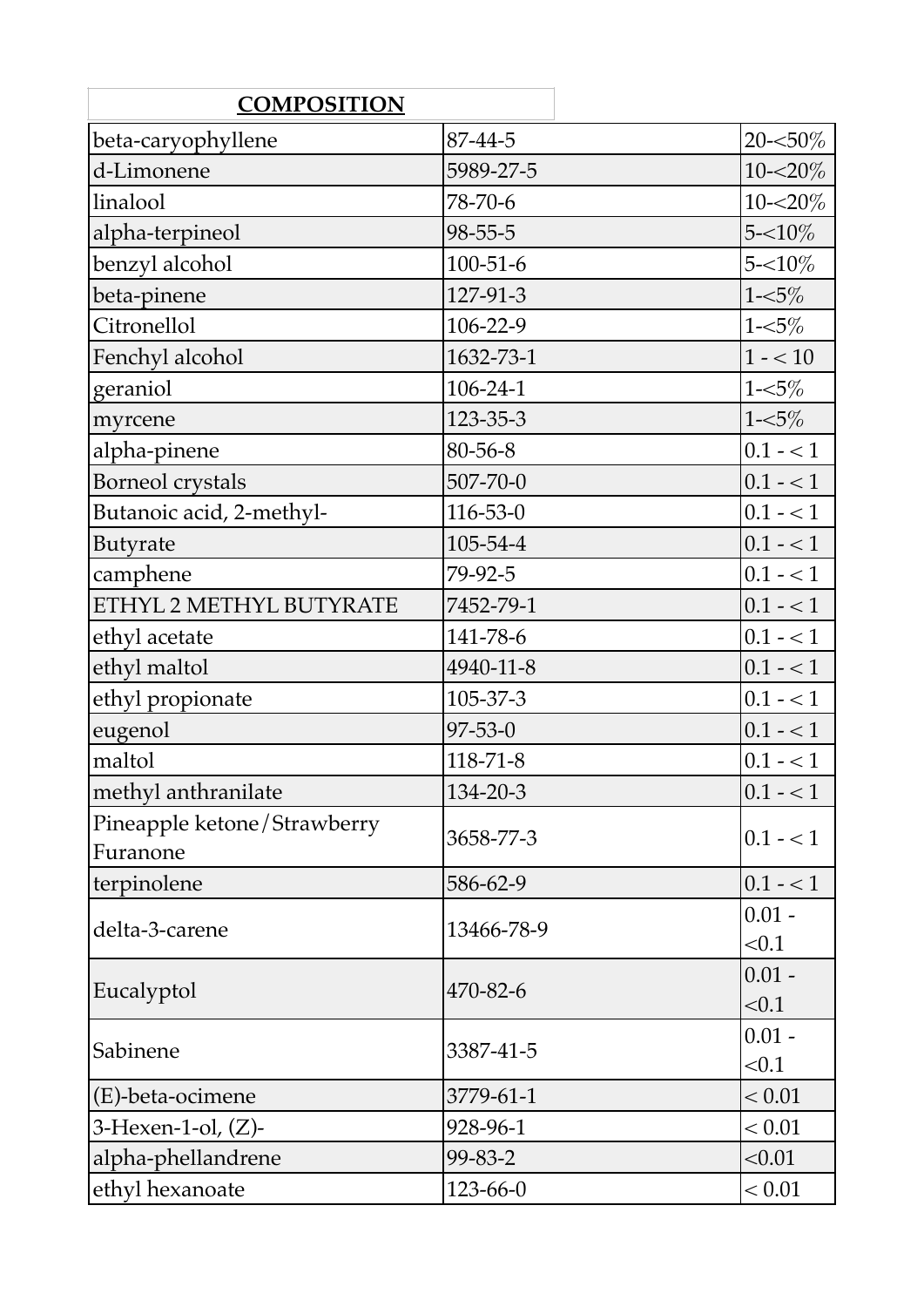**COMPOSITION**

| | | |
|---|---|---|
| beta-caryophyllene | 87-44-5 | 20-<50% |
| d-Limonene | 5989-27-5 | 10-<20% |
| linalool | 78-70-6 | 10-<20% |
| alpha-terpineol | 98-55-5 | 5-<10% |
| benzyl alcohol | 100-51-6 | 5-<10% |
| beta-pinene | 127-91-3 | 1-<5% |
| Citronellol | 106-22-9 | 1-<5% |
| Fenchyl alcohol | 1632-73-1 | 1 - < 10 |
| geraniol | 106-24-1 | 1-<5% |
| myrcene | 123-35-3 | 1-<5% |
| alpha-pinene | 80-56-8 | 0.1 - < 1 |
| Borneol crystals | 507-70-0 | 0.1 - < 1 |
| Butanoic acid, 2-methyl- | 116-53-0 | 0.1 - < 1 |
| Butyrate | 105-54-4 | 0.1 - < 1 |
| camphene | 79-92-5 | 0.1 - < 1 |
| ETHYL 2 METHYL BUTYRATE | 7452-79-1 | 0.1 - < 1 |
| ethyl acetate | 141-78-6 | 0.1 - < 1 |
| ethyl maltol | 4940-11-8 | 0.1 - < 1 |
| ethyl propionate | 105-37-3 | 0.1 - < 1 |
| eugenol | 97-53-0 | 0.1 - < 1 |
| maltol | 118-71-8 | 0.1 - < 1 |
| methyl anthranilate | 134-20-3 | 0.1 - < 1 |
| Pineapple ketone/Strawberry Furanone | 3658-77-3 | 0.1 - < 1 |
| terpinolene | 586-62-9 | 0.1 - < 1 |
| delta-3-carene | 13466-78-9 | 0.01 - <0.1 |
| Eucalyptol | 470-82-6 | 0.01 - <0.1 |
| Sabinene | 3387-41-5 | 0.01 - <0.1 |
| (E)-beta-ocimene | 3779-61-1 | < 0.01 |
| 3-Hexen-1-ol, (Z)- | 928-96-1 | < 0.01 |
| alpha-phellandrene | 99-83-2 | <0.01 |
| ethyl hexanoate | 123-66-0 | < 0.01 |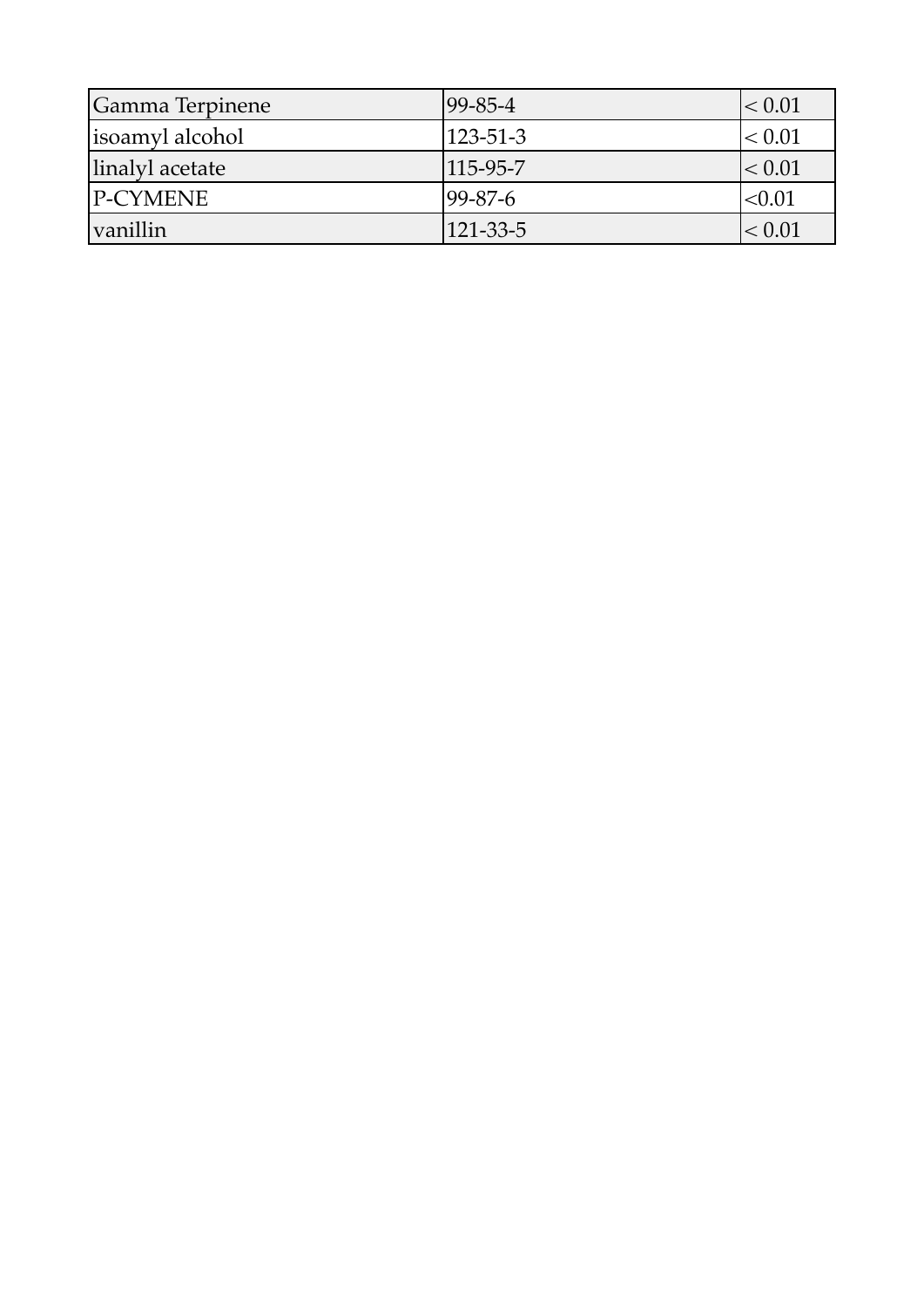| | | |
|---|---|---|
| Gamma Terpinene | 99-85-4 | < 0.01 |
| isoamyl alcohol | 123-51-3 | < 0.01 |
| linalyl acetate | 115-95-7 | < 0.01 |
| P-CYMENE | 99-87-6 | <0.01 |
| vanillin | 121-33-5 | < 0.01 |